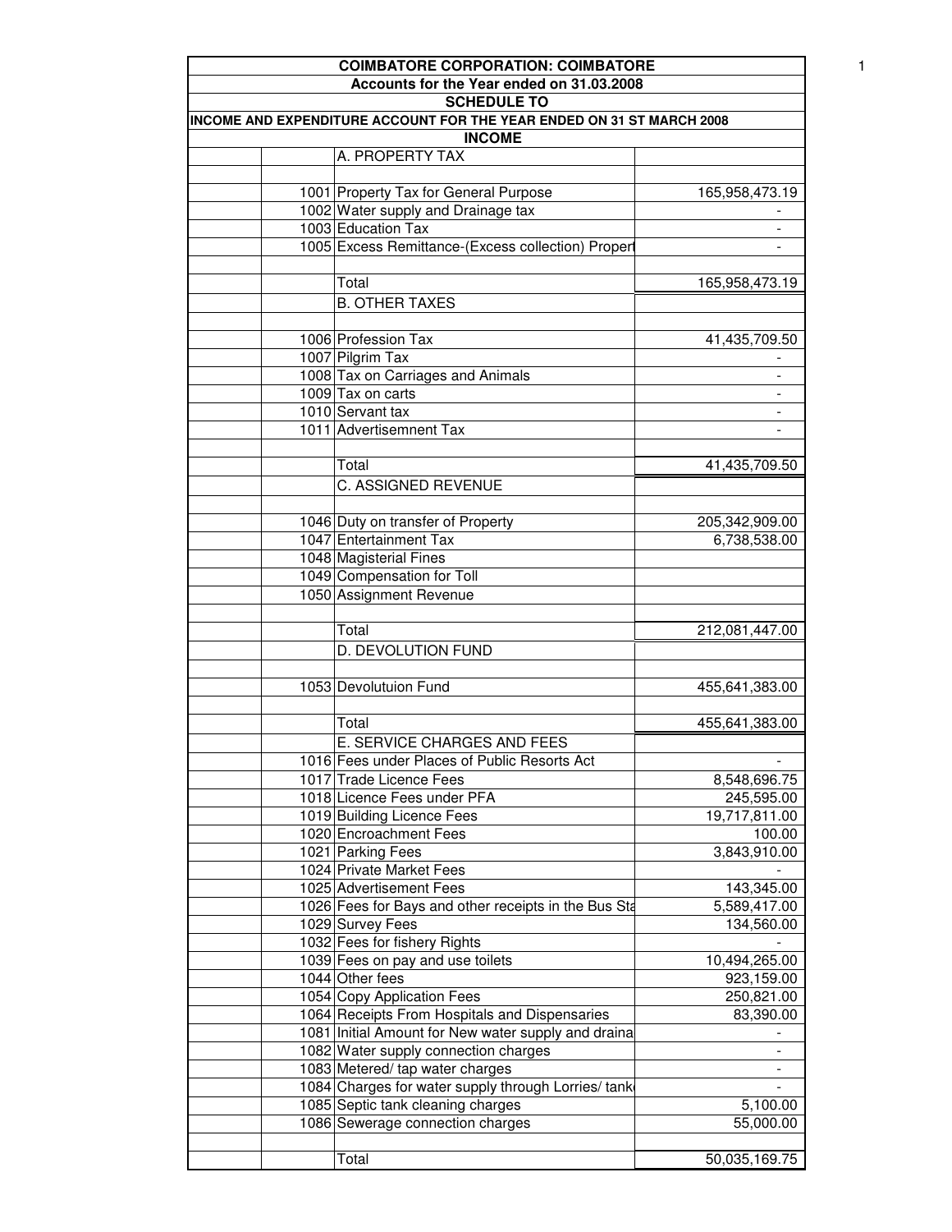# COIMBATORE CORPORATION: COIMBATORE

## Accounts for the Year ended on 31.03.2008

### SCHEDULE TO

### INCOME AND EXPENDITURE ACCOUNT FOR THE YEAR ENDED ON 31 ST MARCH 2008

### INCOME

| | | | |
|---|---|---|---|
| | | A. PROPERTY TAX | |
| | | | |
| | 1001 | Property Tax for General Purpose | 165,958,473.19 |
| | 1002 | Water supply and Drainage tax | - |
| | 1003 | Education Tax | - |
| | 1005 | Excess Remittance-(Excess collection) Propert | - |
| | | | |
| | | Total | 165,958,473.19 |
| | | B. OTHER TAXES | |
| | | | |
| | 1006 | Profession Tax | 41,435,709.50 |
| | 1007 | Pilgrim Tax | - |
| | 1008 | Tax on Carriages and Animals | - |
| | 1009 | Tax on carts | - |
| | 1010 | Servant tax | - |
| | 1011 | Advertisemnent Tax | - |
| | | | |
| | | Total | 41,435,709.50 |
| | | C. ASSIGNED REVENUE | |
| | | | |
| | 1046 | Duty on transfer of Property | 205,342,909.00 |
| | 1047 | Entertainment Tax | 6,738,538.00 |
| | 1048 | Magisterial Fines | |
| | 1049 | Compensation for Toll | |
| | 1050 | Assignment Revenue | |
| | | | |
| | | Total | 212,081,447.00 |
| | | D. DEVOLUTION FUND | |
| | | | |
| | 1053 | Devolutuion Fund | 455,641,383.00 |
| | | | |
| | | Total | 455,641,383.00 |
| | | E. SERVICE CHARGES AND FEES | |
| | 1016 | Fees under Places of Public Resorts Act | - |
| | 1017 | Trade Licence Fees | 8,548,696.75 |
| | 1018 | Licence Fees under PFA | 245,595.00 |
| | 1019 | Building Licence Fees | 19,717,811.00 |
| | 1020 | Encroachment Fees | 100.00 |
| | 1021 | Parking Fees | 3,843,910.00 |
| | 1024 | Private Market Fees | - |
| | 1025 | Advertisement Fees | 143,345.00 |
| | 1026 | Fees for Bays and other receipts in the Bus Sta | 5,589,417.00 |
| | 1029 | Survey Fees | 134,560.00 |
| | 1032 | Fees for fishery Rights | - |
| | 1039 | Fees on pay and use toilets | 10,494,265.00 |
| | 1044 | Other fees | 923,159.00 |
| | 1054 | Copy Application Fees | 250,821.00 |
| | 1064 | Receipts From Hospitals and Dispensaries | 83,390.00 |
| | 1081 | Initial Amount for New water supply and draina | - |
| | 1082 | Water supply connection charges | - |
| | 1083 | Metered/ tap water charges | - |
| | 1084 | Charges for water supply through Lorries/ tank | - |
| | 1085 | Septic tank cleaning charges | 5,100.00 |
| | 1086 | Sewerage connection charges | 55,000.00 |
| | | | |
| | | Total | 50,035,169.75 |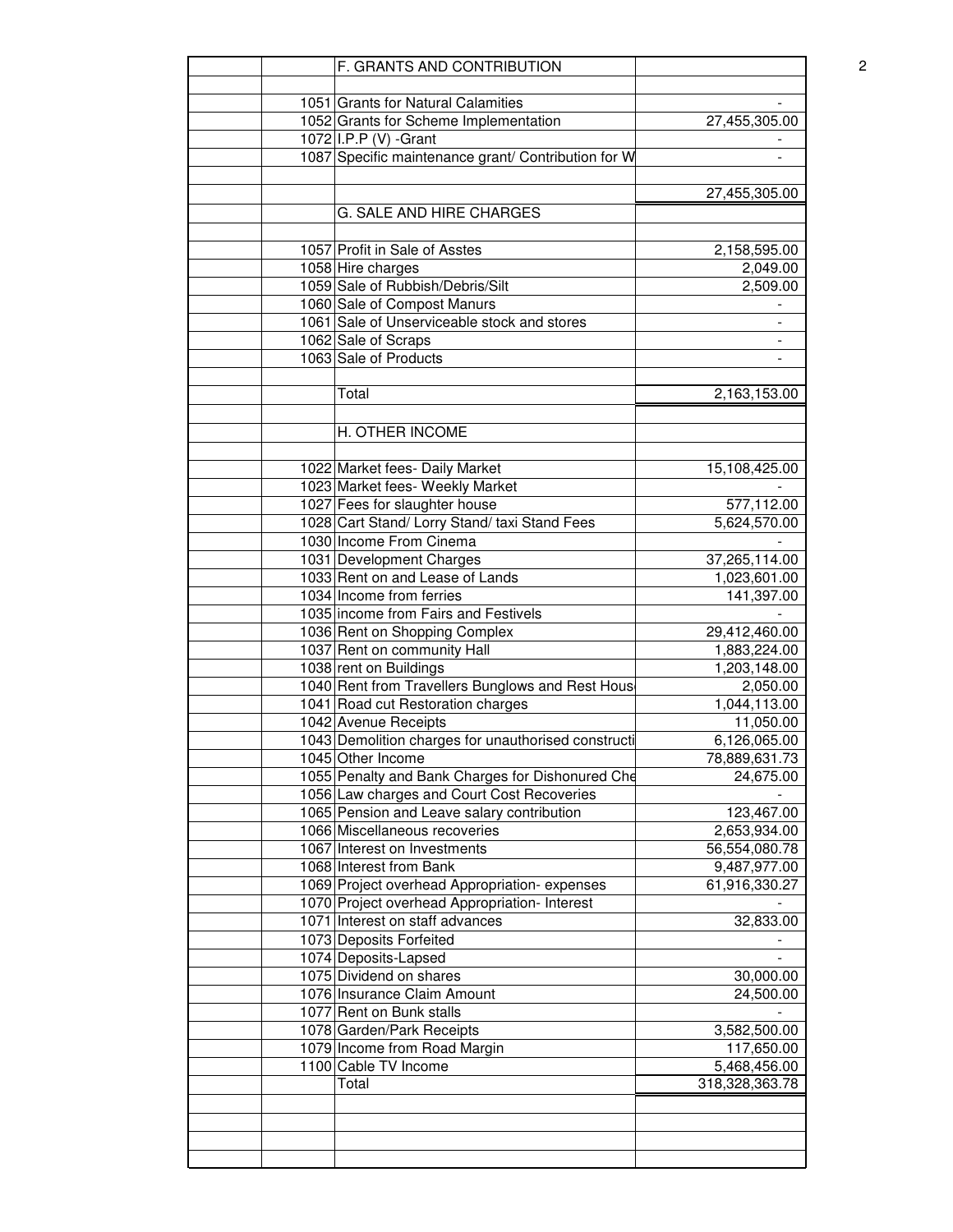| | | | |
|---|---|---|---|
| | | F. GRANTS AND CONTRIBUTION | |
| | | | |
| | 1051 | Grants for Natural Calamities | - |
| | 1052 | Grants for Scheme Implementation | 27,455,305.00 |
| | 1072 | I.P.P (V) -Grant | - |
| | 1087 | Specific maintenance grant/ Contribution for W | - |
| | | | |
| | | | 27,455,305.00 |
| | | G. SALE AND HIRE CHARGES | |
| | | | |
| | 1057 | Profit in Sale of Asstes | 2,158,595.00 |
| | 1058 | Hire charges | 2,049.00 |
| | 1059 | Sale of Rubbish/Debris/Silt | 2,509.00 |
| | 1060 | Sale of Compost Manurs | - |
| | 1061 | Sale of Unserviceable stock and stores | - |
| | 1062 | Sale of Scraps | - |
| | 1063 | Sale of Products | - |
| | | | |
| | | Total | 2,163,153.00 |
| | | | |
| | | H. OTHER INCOME | |
| | | | |
| | 1022 | Market fees- Daily Market | 15,108,425.00 |
| | 1023 | Market fees- Weekly Market | - |
| | 1027 | Fees for slaughter house | 577,112.00 |
| | 1028 | Cart Stand/ Lorry Stand/ taxi Stand Fees | 5,624,570.00 |
| | 1030 | Income From Cinema | - |
| | 1031 | Development Charges | 37,265,114.00 |
| | 1033 | Rent on and Lease of Lands | 1,023,601.00 |
| | 1034 | Income from ferries | 141,397.00 |
| | 1035 | income from Fairs and Festivels | - |
| | 1036 | Rent on Shopping Complex | 29,412,460.00 |
| | 1037 | Rent on community Hall | 1,883,224.00 |
| | 1038 | rent on Buildings | 1,203,148.00 |
| | 1040 | Rent from Travellers Bunglows and Rest Hous | 2,050.00 |
| | 1041 | Road cut Restoration charges | 1,044,113.00 |
| | 1042 | Avenue Receipts | 11,050.00 |
| | 1043 | Demolition charges for unauthorised constructi | 6,126,065.00 |
| | 1045 | Other Income | 78,889,631.73 |
| | 1055 | Penalty and Bank Charges for Dishonured Che | 24,675.00 |
| | 1056 | Law charges and Court Cost Recoveries | - |
| | 1065 | Pension and Leave salary contribution | 123,467.00 |
| | 1066 | Miscellaneous recoveries | 2,653,934.00 |
| | 1067 | Interest on Investments | 56,554,080.78 |
| | 1068 | Interest from Bank | 9,487,977.00 |
| | 1069 | Project overhead Appropriation- expenses | 61,916,330.27 |
| | 1070 | Project overhead Appropriation- Interest | - |
| | 1071 | Interest on staff advances | 32,833.00 |
| | 1073 | Deposits Forfeited | - |
| | 1074 | Deposits-Lapsed | - |
| | 1075 | Dividend on shares | 30,000.00 |
| | 1076 | Insurance Claim Amount | 24,500.00 |
| | 1077 | Rent on Bunk stalls | - |
| | 1078 | Garden/Park Receipts | 3,582,500.00 |
| | 1079 | Income from Road Margin | 117,650.00 |
| | 1100 | Cable TV Income | 5,468,456.00 |
| | | Total | 318,328,363.78 |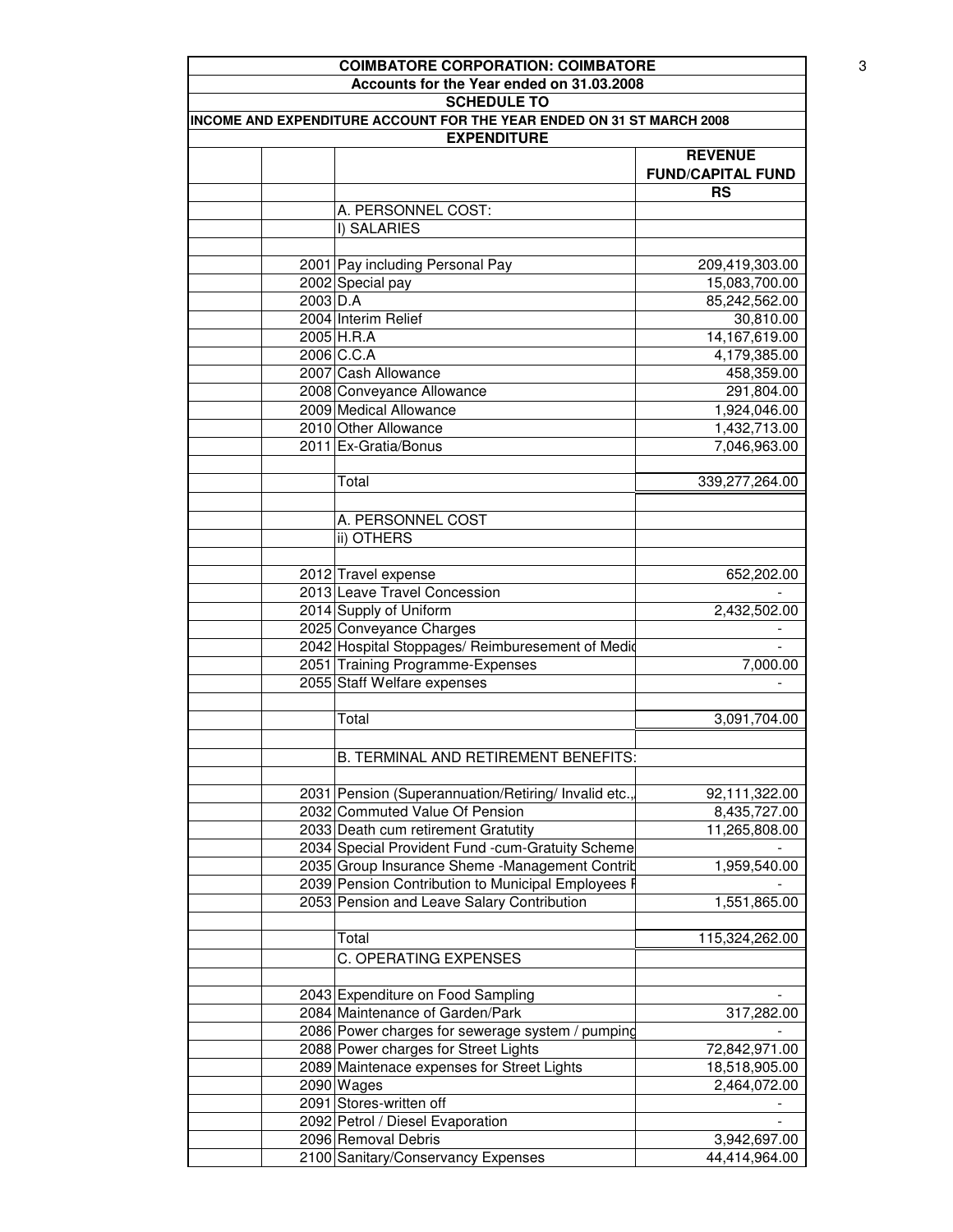**COIMBATORE CORPORATION: COIMBATORE**

**Accounts for the Year ended on 31.03.2008**

**SCHEDULE TO**

**INCOME AND EXPENDITURE ACCOUNT FOR THE YEAR ENDED ON 31 ST MARCH 2008**

**EXPENDITURE**

| | | | **REVENUE FUND/CAPITAL FUND** |
|---|---|---|---|
| | | | **RS** |
| | | A. PERSONNEL COST: | |
| | | I) SALARIES | |
| | | | |
| | 2001 | Pay including Personal Pay | 209,419,303.00 |
| | 2002 | Special pay | 15,083,700.00 |
| | 2003 | D.A | 85,242,562.00 |
| | 2004 | Interim Relief | 30,810.00 |
| | 2005 | H.R.A | 14,167,619.00 |
| | 2006 | C.C.A | 4,179,385.00 |
| | 2007 | Cash Allowance | 458,359.00 |
| | 2008 | Conveyance Allowance | 291,804.00 |
| | 2009 | Medical Allowance | 1,924,046.00 |
| | 2010 | Other Allowance | 1,432,713.00 |
| | 2011 | Ex-Gratia/Bonus | 7,046,963.00 |
| | | | |
| | | Total | 339,277,264.00 |
| | | | |
| | | A. PERSONNEL COST | |
| | | ii) OTHERS | |
| | | | |
| | 2012 | Travel expense | 652,202.00 |
| | 2013 | Leave Travel Concession | - |
| | 2014 | Supply of Uniform | 2,432,502.00 |
| | 2025 | Conveyance Charges | - |
| | 2042 | Hospital Stoppages/ Reimburesement of Medic | - |
| | 2051 | Training Programme-Expenses | 7,000.00 |
| | 2055 | Staff Welfare expenses | - |
| | | | |
| | | Total | 3,091,704.00 |
| | | | |
| | | B. TERMINAL AND RETIREMENT BENEFITS: | |
| | | | |
| | 2031 | Pension (Superannuation/Retiring/ Invalid etc., | 92,111,322.00 |
| | 2032 | Commuted Value Of Pension | 8,435,727.00 |
| | 2033 | Death cum retirement Gratutity | 11,265,808.00 |
| | 2034 | Special Provident Fund -cum-Gratuity Scheme | - |
| | 2035 | Group Insurance Sheme -Management Contrib | 1,959,540.00 |
| | 2039 | Pension Contribution to Municipal Employees F | - |
| | 2053 | Pension and Leave Salary Contribution | 1,551,865.00 |
| | | | |
| | | Total | 115,324,262.00 |
| | | C. OPERATING EXPENSES | |
| | | | |
| | 2043 | Expenditure on Food Sampling | - |
| | 2084 | Maintenance of Garden/Park | 317,282.00 |
| | 2086 | Power charges for sewerage system / pumping | - |
| | 2088 | Power charges for Street Lights | 72,842,971.00 |
| | 2089 | Maintenace expenses for Street Lights | 18,518,905.00 |
| | 2090 | Wages | 2,464,072.00 |
| | 2091 | Stores-written off | - |
| | 2092 | Petrol / Diesel Evaporation | - |
| | 2096 | Removal Debris | 3,942,697.00 |
| | 2100 | Sanitary/Conservancy Expenses | 44,414,964.00 |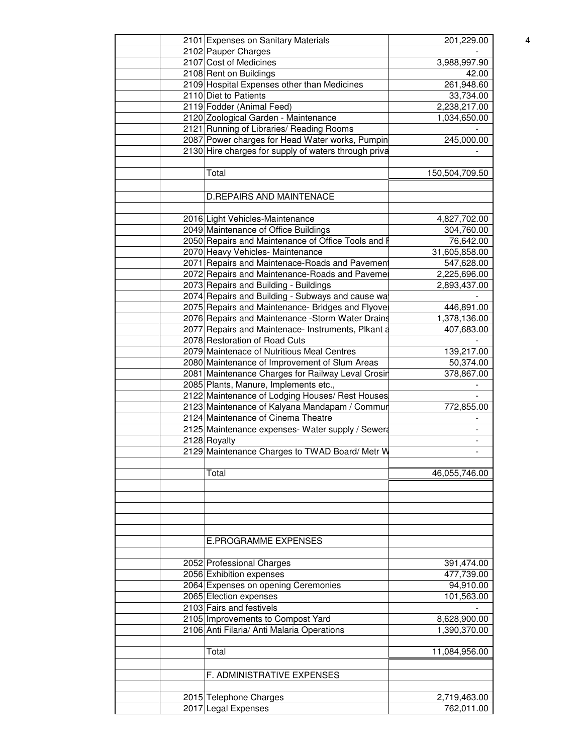| | Code | Particulars | Amount |
|---|---|---|---|
| | 2101 | Expenses on Sanitary Materials | 201,229.00 |
| | 2102 | Pauper Charges | - |
| | 2107 | Cost of Medicines | 3,988,997.90 |
| | 2108 | Rent on Buildings | 42.00 |
| | 2109 | Hospital Expenses other than Medicines | 261,948.60 |
| | 2110 | Diet to Patients | 33,734.00 |
| | 2119 | Fodder (Animal Feed) | 2,238,217.00 |
| | 2120 | Zoological Garden - Maintenance | 1,034,650.00 |
| | 2121 | Running of Libraries/ Reading Rooms | - |
| | 2087 | Power charges for Head Water works, Pumpin | 245,000.00 |
| | 2130 | Hire charges for supply of waters through priva | - |
| | | | |
| | | Total | 150,504,709.50 |
| | | | |
| | | D.REPAIRS AND MAINTENACE | |
| | | | |
| | 2016 | Light Vehicles-Maintenance | 4,827,702.00 |
| | 2049 | Maintenance of Office Buildings | 304,760.00 |
| | 2050 | Repairs and Maintenance of Office Tools and F | 76,642.00 |
| | 2070 | Heavy Vehicles- Maintenance | 31,605,858.00 |
| | 2071 | Repairs and Maintenace-Roads and Pavement | 547,628.00 |
| | 2072 | Repairs and Maintenance-Roads and Paveme | 2,225,696.00 |
| | 2073 | Repairs and Building - Buildings | 2,893,437.00 |
| | 2074 | Repairs and Building - Subways and cause wa | - |
| | 2075 | Repairs and Maintenance- Bridges and Flyove | 446,891.00 |
| | 2076 | Repairs and Maintenance -Storm Water Drains | 1,378,136.00 |
| | 2077 | Repairs and Maintenace- Instruments, Plkant a | 407,683.00 |
| | 2078 | Restoration of Road Cuts | - |
| | 2079 | Maintenace of Nutritious Meal Centres | 139,217.00 |
| | 2080 | Maintenance of Improvement of Slum Areas | 50,374.00 |
| | 2081 | Maintenance Charges for Railway Leval Crosir | 378,867.00 |
| | 2085 | Plants, Manure, Implements etc., | - |
| | 2122 | Maintenance of Lodging Houses/ Rest Houses | - |
| | 2123 | Maintenance of Kalyana Mandapam / Commur | 772,855.00 |
| | 2124 | Maintenance of Cinema Theatre | - |
| | 2125 | Maintenance expenses- Water supply / Sewera | - |
| | 2128 | Royalty | - |
| | 2129 | Maintenance Charges to TWAD Board/ Metr W | - |
| | | | |
| | | Total | 46,055,746.00 |
| | | | |
| | | | |
| | | | |
| | | | |
| | | | |
| | | E.PROGRAMME EXPENSES | |
| | | | |
| | 2052 | Professional Charges | 391,474.00 |
| | 2056 | Exhibition expenses | 477,739.00 |
| | 2064 | Expenses on opening Ceremonies | 94,910.00 |
| | 2065 | Election expenses | 101,563.00 |
| | 2103 | Fairs and festivels | - |
| | 2105 | Improvements to Compost Yard | 8,628,900.00 |
| | 2106 | Anti Filaria/ Anti Malaria Operations | 1,390,370.00 |
| | | | |
| | | Total | 11,084,956.00 |
| | | | |
| | | F. ADMINISTRATIVE EXPENSES | |
| | | | |
| | 2015 | Telephone Charges | 2,719,463.00 |
| | 2017 | Legal Expenses | 762,011.00 |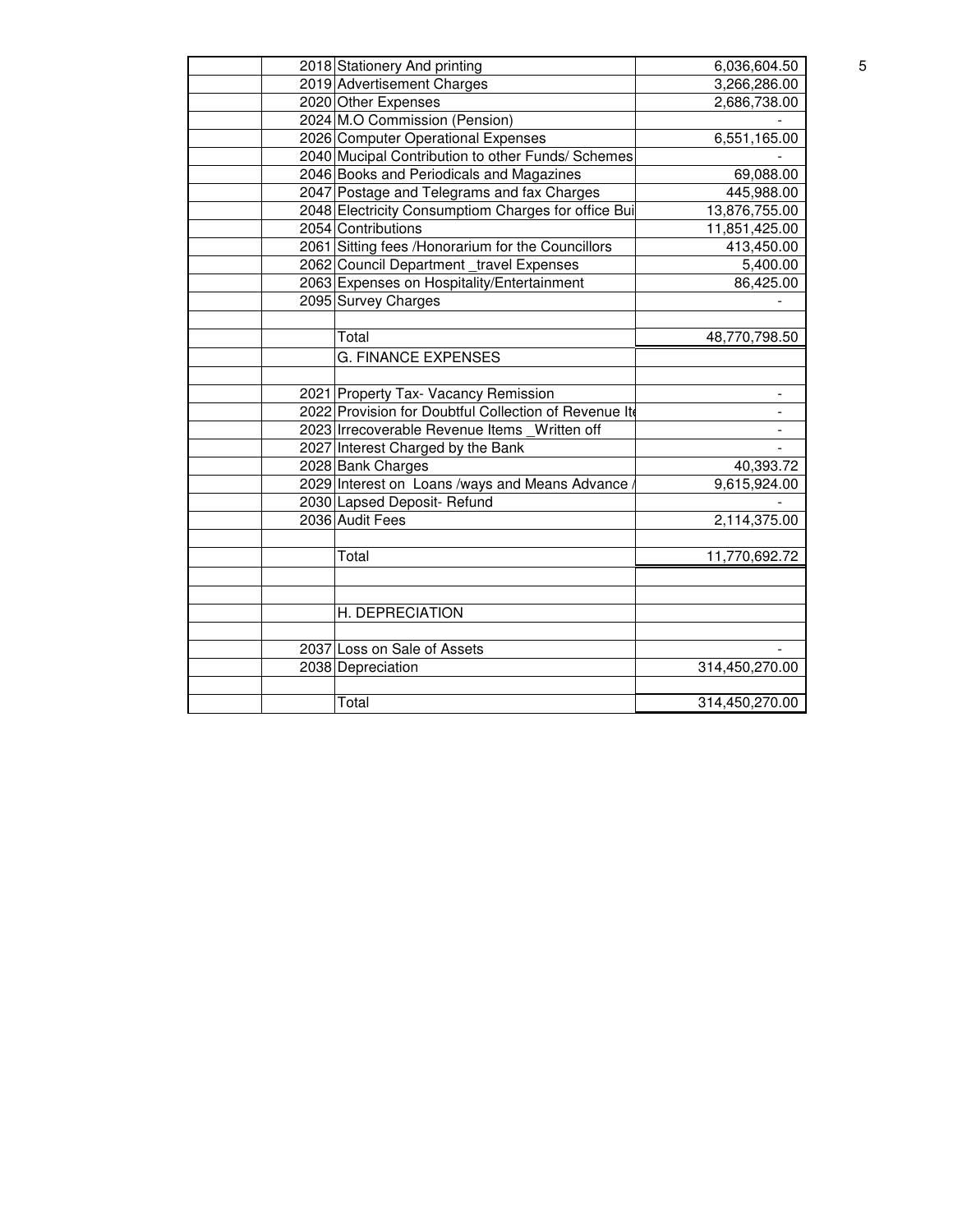| | | | |
|---|---|---|---|
| | 2018 | Stationery And printing | 6,036,604.50 |
| | 2019 | Advertisement Charges | 3,266,286.00 |
| | 2020 | Other Expenses | 2,686,738.00 |
| | 2024 | M.O Commission (Pension) | - |
| | 2026 | Computer Operational Expenses | 6,551,165.00 |
| | 2040 | Mucipal Contribution to other Funds/ Schemes | - |
| | 2046 | Books and Periodicals and Magazines | 69,088.00 |
| | 2047 | Postage and Telegrams and fax Charges | 445,988.00 |
| | 2048 | Electricity Consumptiom Charges for office Bui | 13,876,755.00 |
| | 2054 | Contributions | 11,851,425.00 |
| | 2061 | Sitting fees /Honorarium for the Councillors | 413,450.00 |
| | 2062 | Council Department _travel Expenses | 5,400.00 |
| | 2063 | Expenses on Hospitality/Entertainment | 86,425.00 |
| | 2095 | Survey Charges | - |
| | | | |
| | | Total | 48,770,798.50 |
| | | G. FINANCE EXPENSES | |
| | | | |
| | 2021 | Property Tax- Vacancy Remission | - |
| | 2022 | Provision for Doubtful Collection of Revenue Ite | - |
| | 2023 | Irrecoverable Revenue Items _Written off | - |
| | 2027 | Interest Charged by the Bank | - |
| | 2028 | Bank Charges | 40,393.72 |
| | 2029 | Interest on Loans /ways and Means Advance / | 9,615,924.00 |
| | 2030 | Lapsed Deposit- Refund | - |
| | 2036 | Audit Fees | 2,114,375.00 |
| | | | |
| | | Total | 11,770,692.72 |
| | | | |
| | | | |
| | | H. DEPRECIATION | |
| | | | |
| | 2037 | Loss on Sale of Assets | - |
| | 2038 | Depreciation | 314,450,270.00 |
| | | | |
| | | Total | 314,450,270.00 |